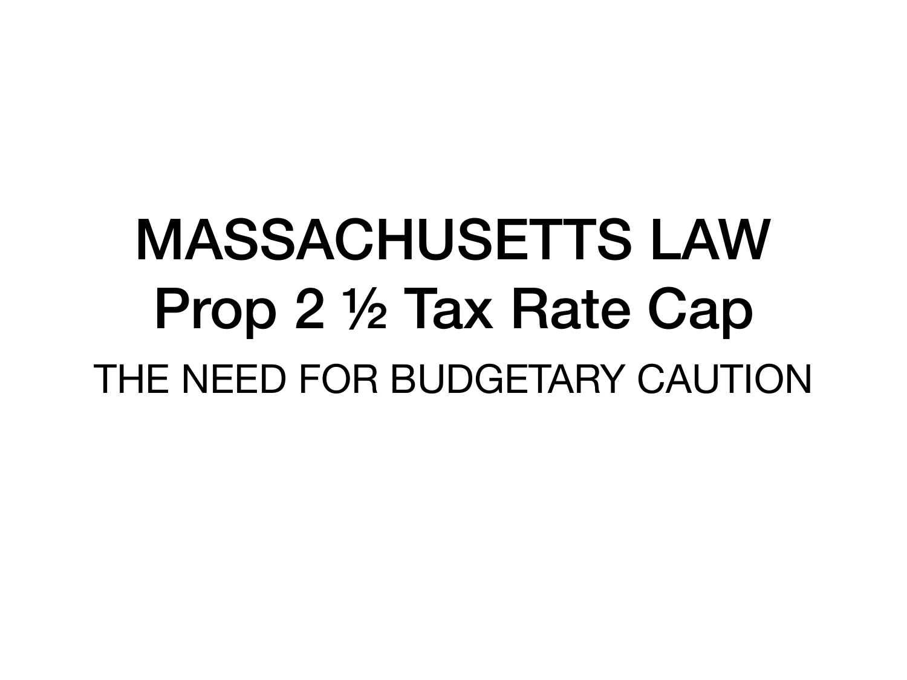# MASSACHUSETTS LAW

## Prop 2 ½ Tax Rate Cap

THE NEED FOR BUDGETARY CAUTION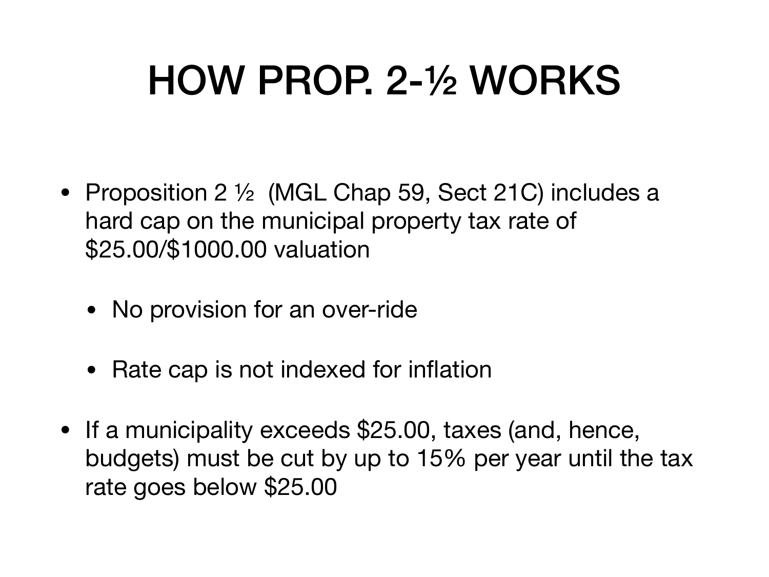# HOW PROP. 2-½ WORKS

- Proposition 2 ½ (MGL Chap 59, Sect 21C) includes a hard cap on the municipal property tax rate of $25.00/$1000.00 valuation
  - No provision for an over-ride
  - Rate cap is not indexed for inflation
- If a municipality exceeds $25.00, taxes (and, hence, budgets) must be cut by up to 15% per year until the tax rate goes below $25.00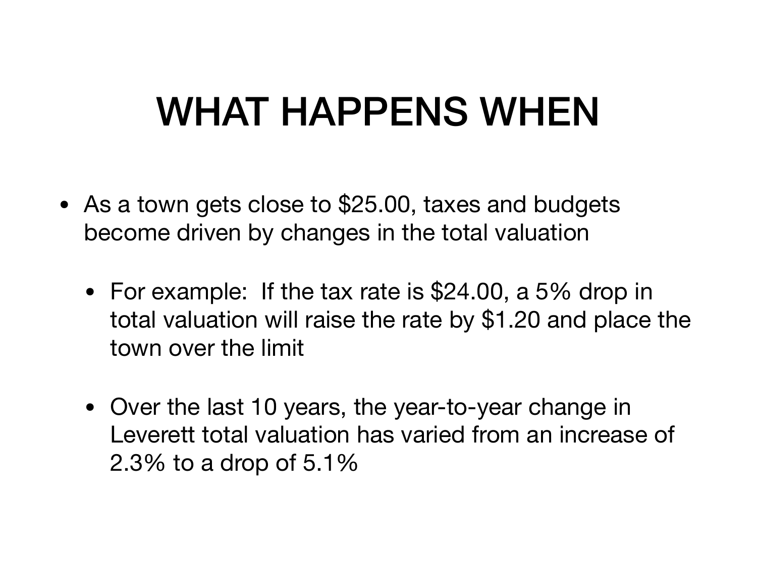# WHAT HAPPENS WHEN

- As a town gets close to $25.00, taxes and budgets become driven by changes in the total valuation
  - For example: If the tax rate is $24.00, a 5% drop in total valuation will raise the rate by $1.20 and place the town over the limit
  - Over the last 10 years, the year-to-year change in Leverett total valuation has varied from an increase of 2.3% to a drop of 5.1%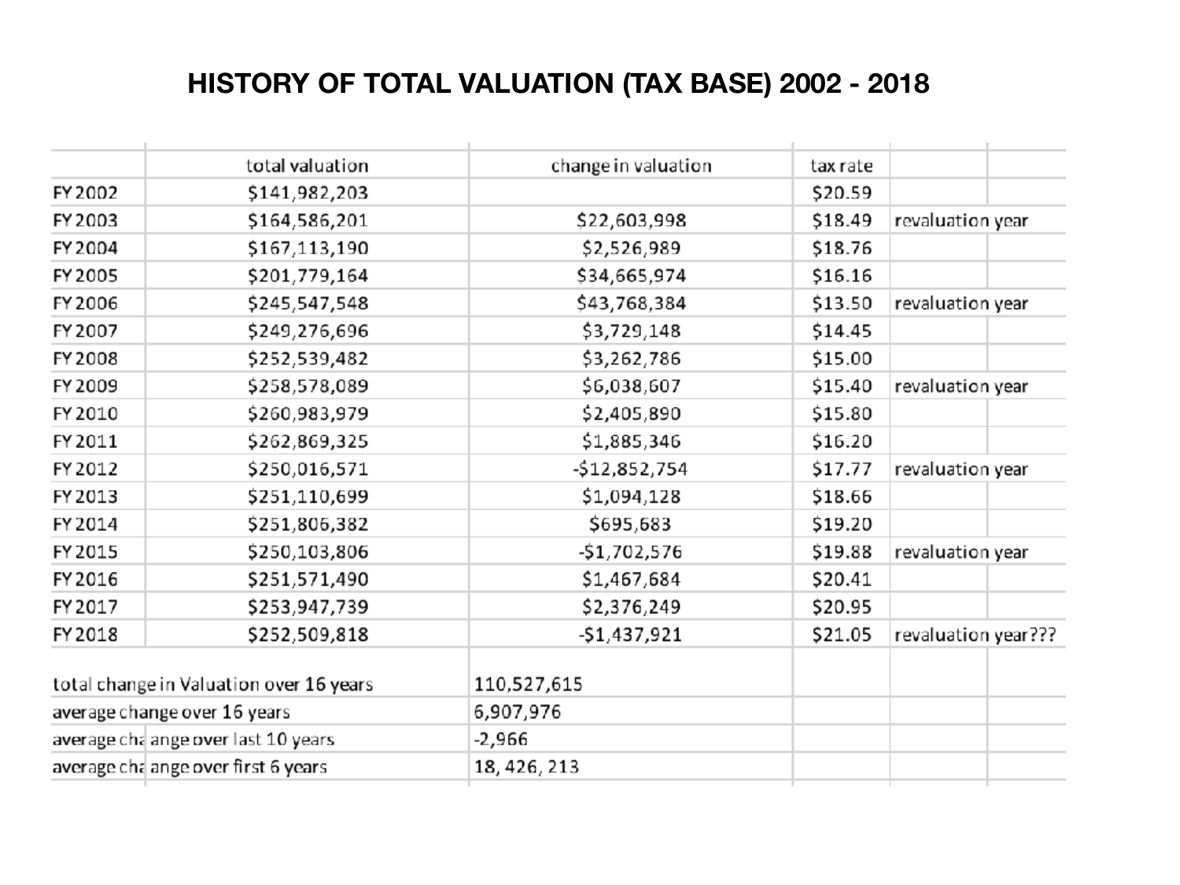# HISTORY OF TOTAL VALUATION (TAX BASE) 2002 - 2018

| | total valuation | change in valuation | tax rate | | |
|---|---|---|---|---|---|
| FY 2002 | $141,982,203 | | $20.59 | | |
| FY 2003 | $164,586,201 | $22,603,998 | $18.49 | revaluation year | |
| FY 2004 | $167,113,190 | $2,526,989 | $18.76 | | |
| FY 2005 | $201,779,164 | $34,665,974 | $16.16 | | |
| FY 2006 | $245,547,548 | $43,768,384 | $13.50 | revaluation year | |
| FY 2007 | $249,276,696 | $3,729,148 | $14.45 | | |
| FY 2008 | $252,539,482 | $3,262,786 | $15.00 | | |
| FY 2009 | $258,578,089 | $6,038,607 | $15.40 | revaluation year | |
| FY 2010 | $260,983,979 | $2,405,890 | $15.80 | | |
| FY 2011 | $262,869,325 | $1,885,346 | $16.20 | | |
| FY 2012 | $250,016,571 | -$12,852,754 | $17.77 | revaluation year | |
| FY 2013 | $251,110,699 | $1,094,128 | $18.66 | | |
| FY 2014 | $251,806,382 | $695,683 | $19.20 | | |
| FY 2015 | $250,103,806 | -$1,702,576 | $19.88 | revaluation year | |
| FY 2016 | $251,571,490 | $1,467,684 | $20.41 | | |
| FY 2017 | $253,947,739 | $2,376,249 | $20.95 | | |
| FY 2018 | $252,509,818 | -$1,437,921 | $21.05 | revaluation year??? | |
| | | | | | |
| total change in Valuation over 16 years | | 110,527,615 | | | |
| average change over 16 years | | 6,907,976 | | | |
| average cha ange over last 10 years | | -2,966 | | | |
| average cha ange over first 6 years | | 18, 426, 213 | | | |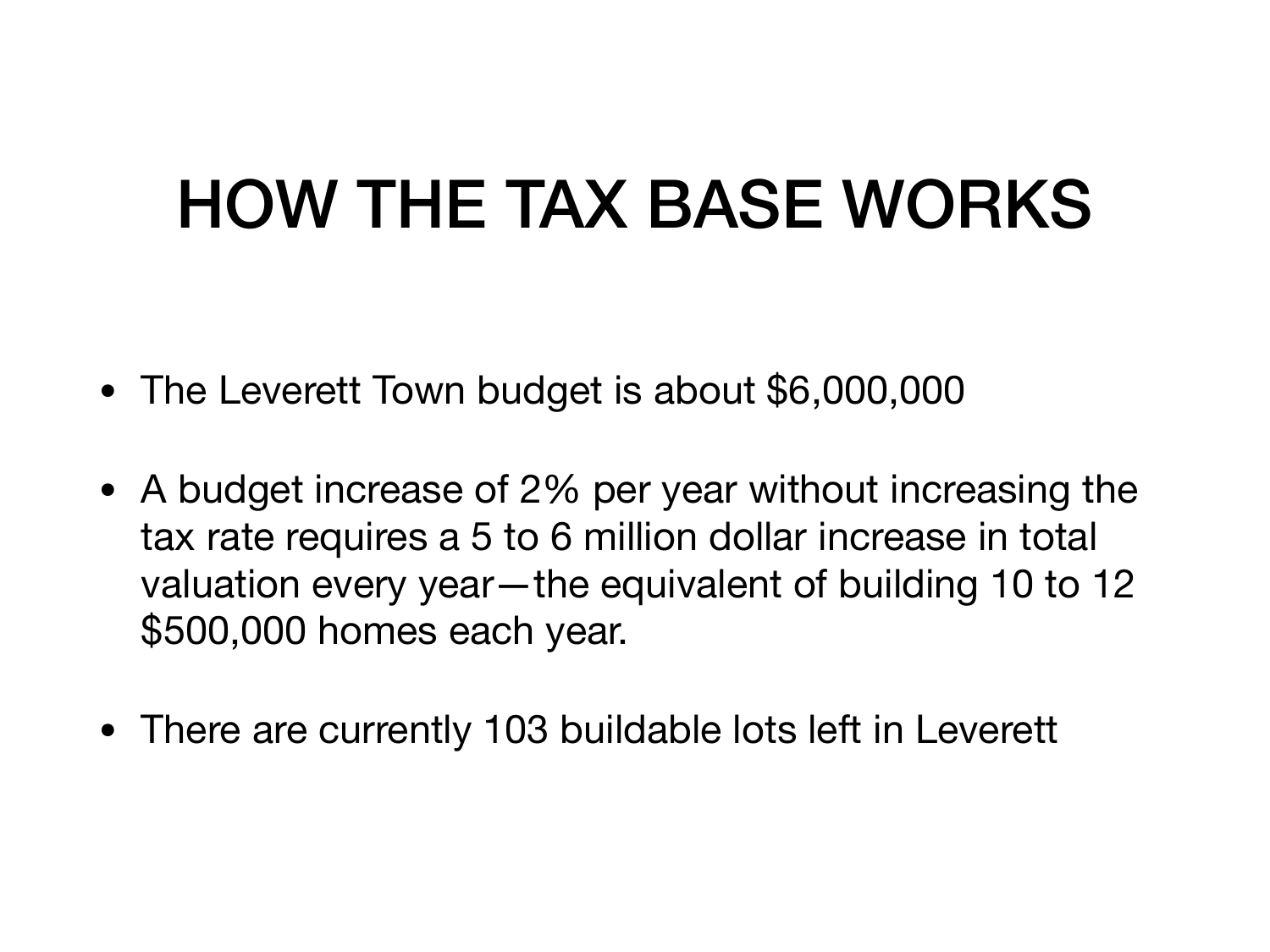# HOW THE TAX BASE WORKS

- The Leverett Town budget is about $6,000,000
- A budget increase of 2% per year without increasing the tax rate requires a 5 to 6 million dollar increase in total valuation every year—the equivalent of building 10 to 12 $500,000 homes each year.
- There are currently 103 buildable lots left in Leverett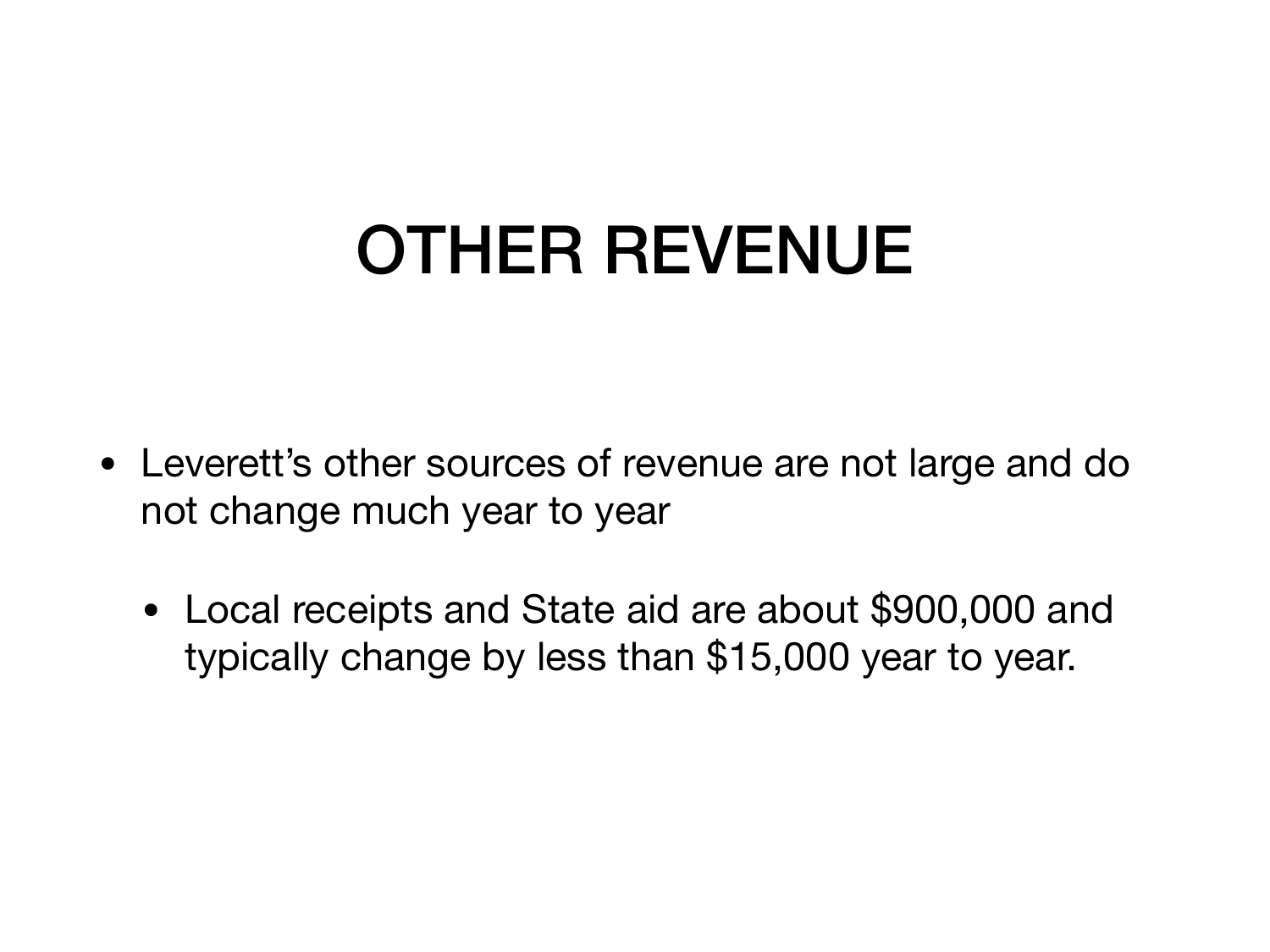# OTHER REVENUE

- Leverett's other sources of revenue are not large and do not change much year to year
  - Local receipts and State aid are about $900,000 and typically change by less than $15,000 year to year.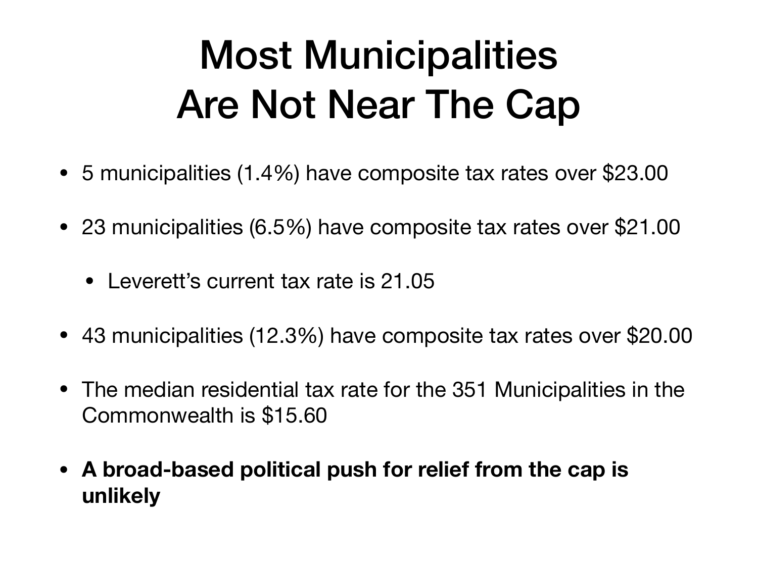# Most Municipalities Are Not Near The Cap

- 5 municipalities (1.4%) have composite tax rates over $23.00
- 23 municipalities (6.5%) have composite tax rates over $21.00
    - Leverett's current tax rate is 21.05
- 43 municipalities (12.3%) have composite tax rates over $20.00
- The median residential tax rate for the 351 Municipalities in the Commonwealth is $15.60
- **A broad-based political push for relief from the cap is unlikely**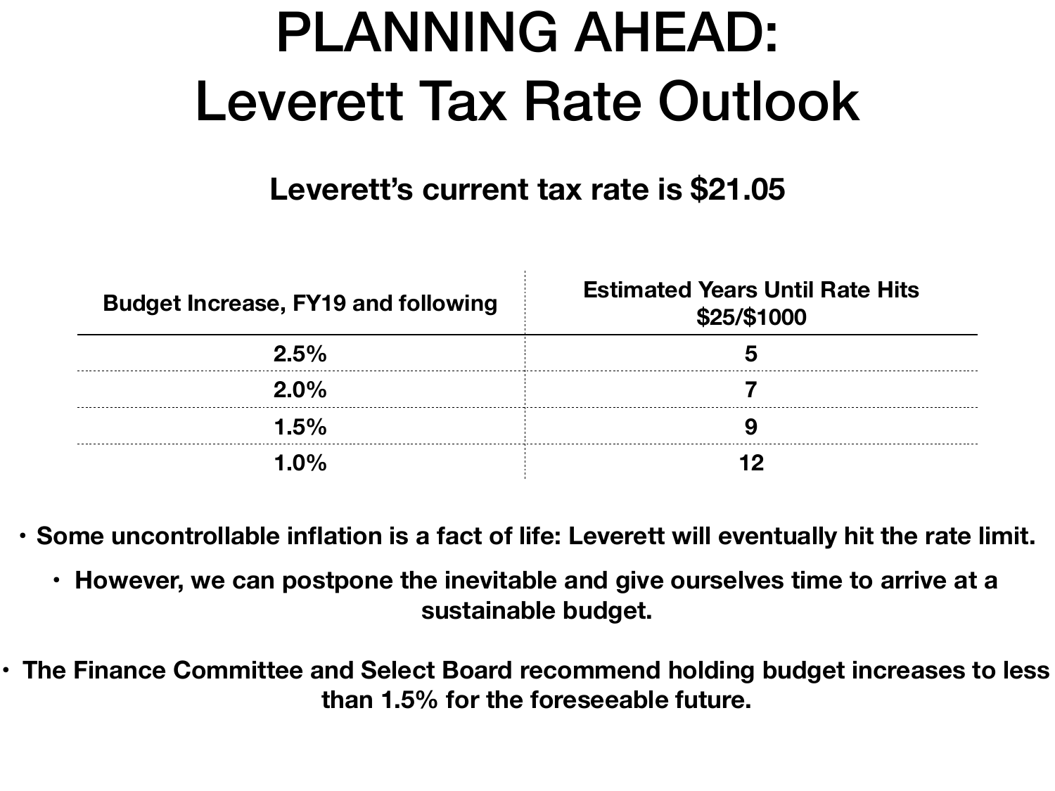# PLANNING AHEAD: Leverett Tax Rate Outlook

**Leverett's current tax rate is $21.05**

| Budget Increase, FY19 and following | Estimated Years Until Rate Hits $25/$1000 |
|---|---|
| 2.5% | 5 |
| 2.0% | 7 |
| 1.5% | 9 |
| 1.0% | 12 |

- **Some uncontrollable inflation is a fact of life: Leverett will eventually hit the rate limit.**
- **However, we can postpone the inevitable and give ourselves time to arrive at a sustainable budget.**
- **The Finance Committee and Select Board recommend holding budget increases to less than 1.5% for the foreseeable future.**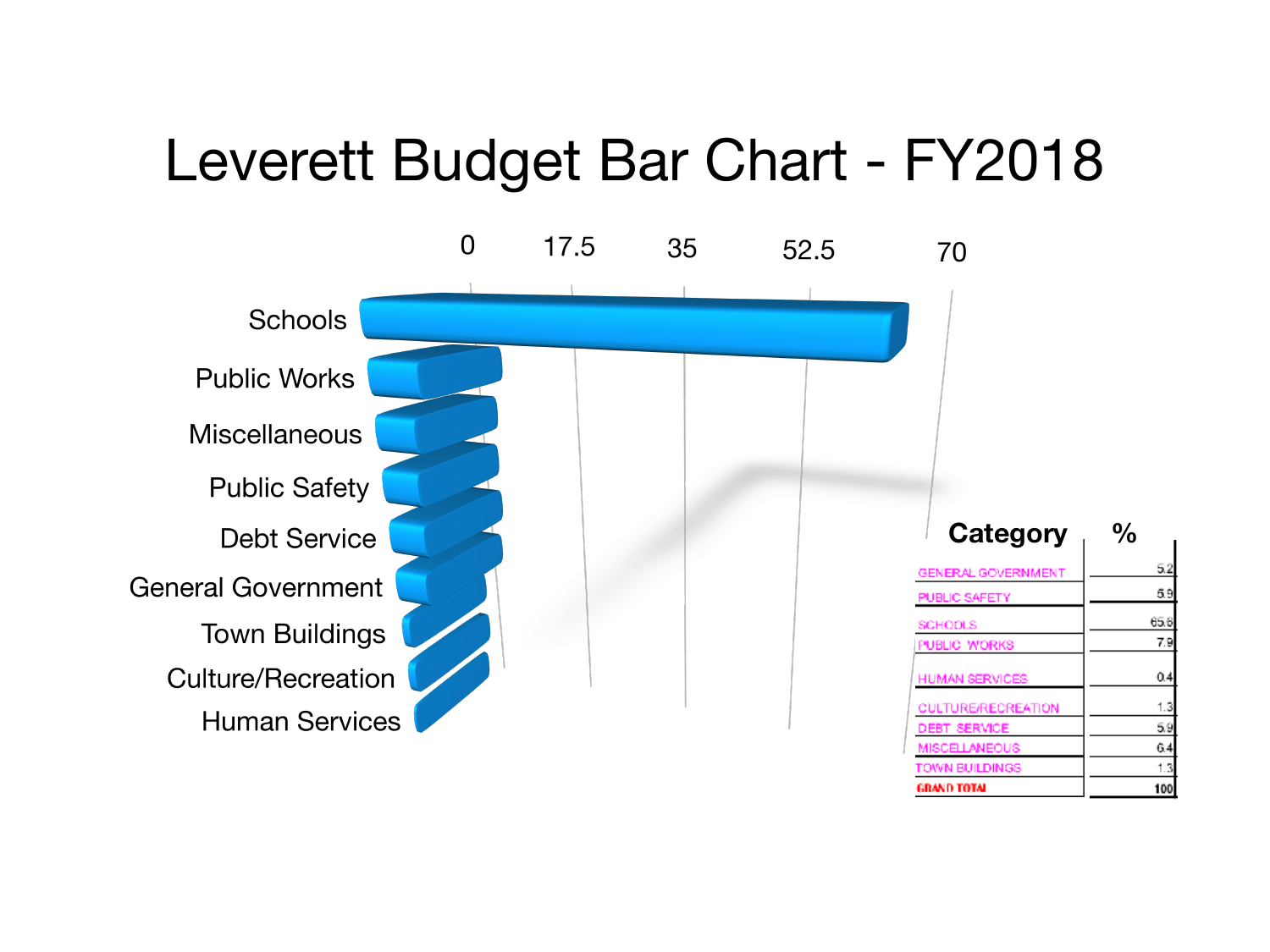# Leverett Budget Bar Chart - FY2018

0
17.5
35
52.5
70

Schools
Public Works
Miscellaneous
Public Safety
Debt Service
General Government
Town Buildings
Culture/Recreation
Human Services

| Category | % |
|---|---|
| GENERAL GOVERNMENT | 5.2 |
| PUBLIC SAFETY | 5.9 |
| SCHOOLS | 65.6 |
| PUBLIC WORKS | 7.9 |
| HUMAN SERVICES | 0.4 |
| CULTURE/RECREATION | 1.3 |
| DEBT SERVICE | 5.9 |
| MISCELLANEOUS | 6.4 |
| TOWN BUILDINGS | 1.3 |
| GRAND TOTAL | 100 |